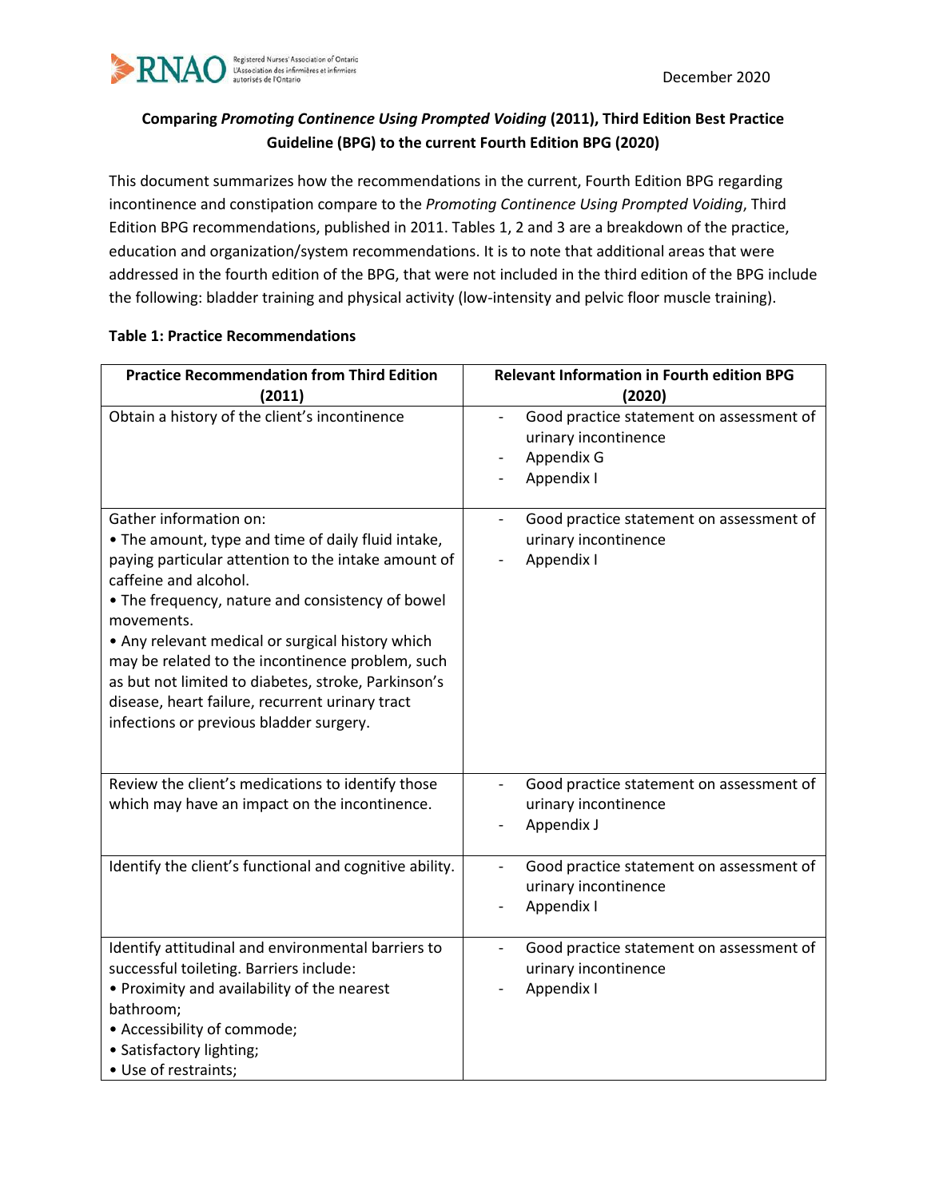December 2020

**Comparing *Promoting Continence Using Prompted Voiding* (2011), Third Edition Best Practice Guideline (BPG) to the current Fourth Edition BPG (2020)**

This document summarizes how the recommendations in the current, Fourth Edition BPG regarding incontinence and constipation compare to the *Promoting Continence Using Prompted Voiding*, Third Edition BPG recommendations, published in 2011. Tables 1, 2 and 3 are a breakdown of the practice, education and organization/system recommendations. It is to note that additional areas that were addressed in the fourth edition of the BPG, that were not included in the third edition of the BPG include the following: bladder training and physical activity (low-intensity and pelvic floor muscle training).

**Table 1: Practice Recommendations**

| Practice Recommendation from Third Edition (2011) | Relevant Information in Fourth edition BPG (2020) |
|---|---|
| Obtain a history of the client's incontinence | - Good practice statement on assessment of urinary incontinence<br>- Appendix G<br>- Appendix I |
| Gather information on:<br>• The amount, type and time of daily fluid intake, paying particular attention to the intake amount of caffeine and alcohol.<br>• The frequency, nature and consistency of bowel movements.<br>• Any relevant medical or surgical history which may be related to the incontinence problem, such as but not limited to diabetes, stroke, Parkinson's disease, heart failure, recurrent urinary tract infections or previous bladder surgery. | - Good practice statement on assessment of urinary incontinence<br>- Appendix I |
| Review the client's medications to identify those which may have an impact on the incontinence. | - Good practice statement on assessment of urinary incontinence<br>- Appendix J |
| Identify the client's functional and cognitive ability. | - Good practice statement on assessment of urinary incontinence<br>- Appendix I |
| Identify attitudinal and environmental barriers to successful toileting. Barriers include:<br>• Proximity and availability of the nearest bathroom;<br>• Accessibility of commode;<br>• Satisfactory lighting;<br>• Use of restraints; | - Good practice statement on assessment of urinary incontinence<br>- Appendix I |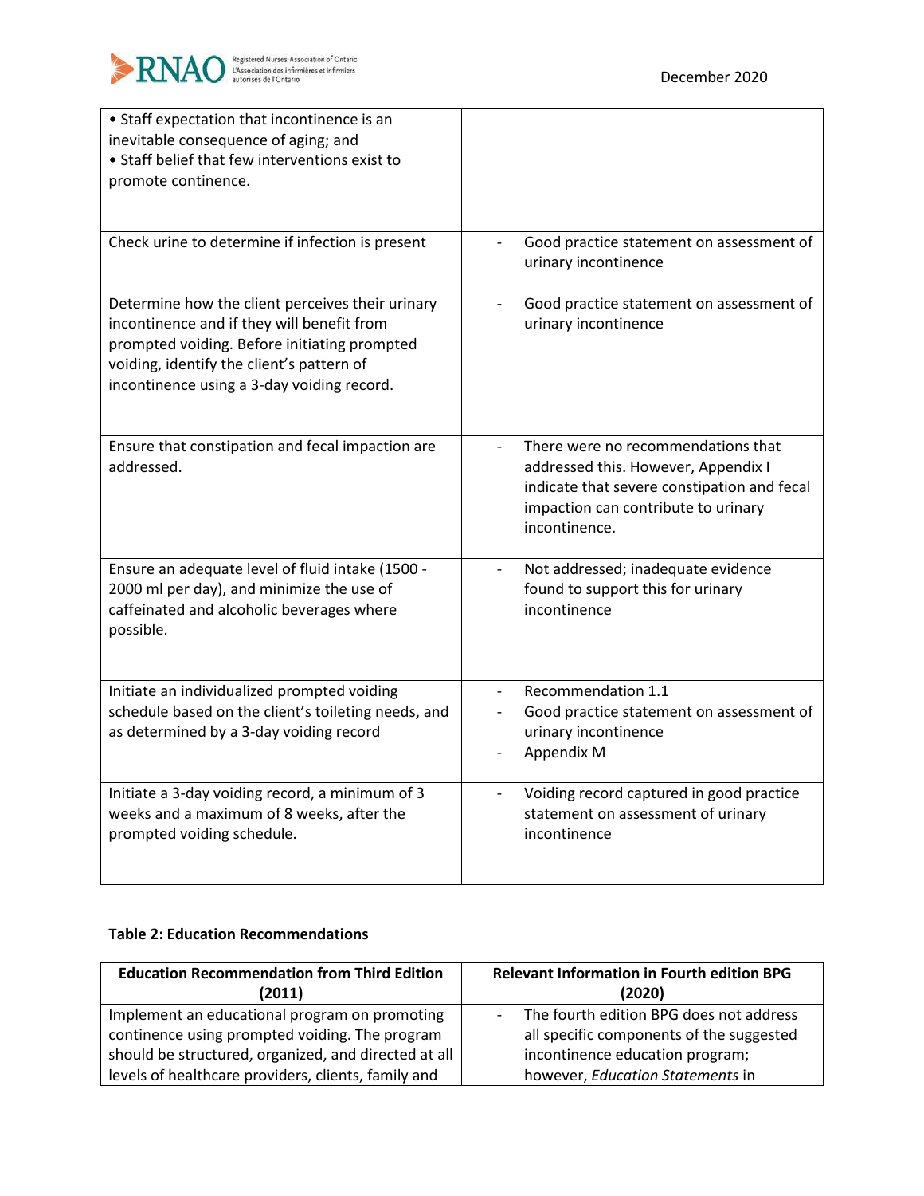| | |
|---|---|
| • Staff expectation that incontinence is an inevitable consequence of aging; and<br>• Staff belief that few interventions exist to promote continence. | |
| Check urine to determine if infection is present | - Good practice statement on assessment of urinary incontinence |
| Determine how the client perceives their urinary incontinence and if they will benefit from prompted voiding. Before initiating prompted voiding, identify the client's pattern of incontinence using a 3-day voiding record. | - Good practice statement on assessment of urinary incontinence |
| Ensure that constipation and fecal impaction are addressed. | - There were no recommendations that addressed this. However, Appendix I indicate that severe constipation and fecal impaction can contribute to urinary incontinence. |
| Ensure an adequate level of fluid intake (1500 - 2000 ml per day), and minimize the use of caffeinated and alcoholic beverages where possible. | - Not addressed; inadequate evidence found to support this for urinary incontinence |
| Initiate an individualized prompted voiding schedule based on the client's toileting needs, and as determined by a 3-day voiding record | - Recommendation 1.1<br>- Good practice statement on assessment of urinary incontinence<br>- Appendix M |
| Initiate a 3-day voiding record, a minimum of 3 weeks and a maximum of 8 weeks, after the prompted voiding schedule. | - Voiding record captured in good practice statement on assessment of urinary incontinence |

**Table 2: Education Recommendations**

| Education Recommendation from Third Edition (2011) | Relevant Information in Fourth edition BPG (2020) |
|---|---|
| Implement an educational program on promoting continence using prompted voiding. The program should be structured, organized, and directed at all levels of healthcare providers, clients, family and | - The fourth edition BPG does not address all specific components of the suggested incontinence education program; however, *Education Statements* in |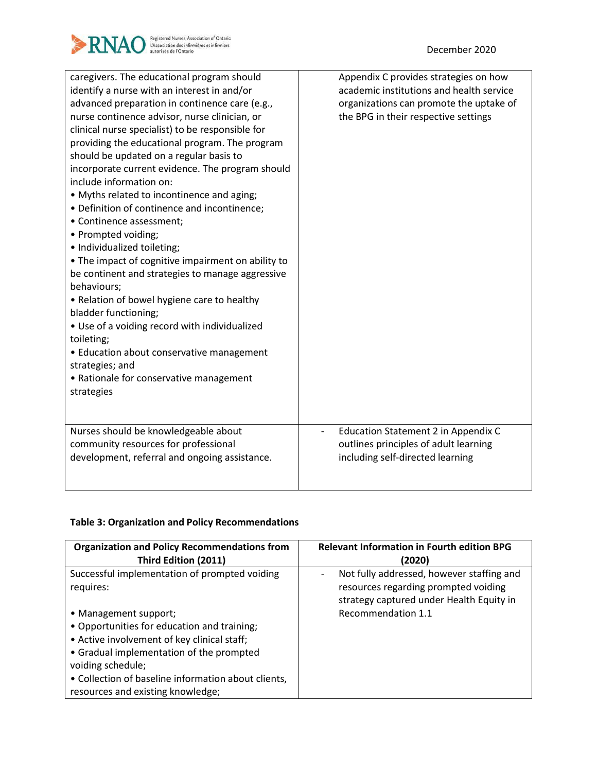| | |
|---|---|
| caregivers. The educational program should identify a nurse with an interest in and/or advanced preparation in continence care (e.g., nurse continence advisor, nurse clinician, or clinical nurse specialist) to be responsible for providing the educational program. The program should be updated on a regular basis to incorporate current evidence. The program should include information on:<br>• Myths related to incontinence and aging;<br>• Definition of continence and incontinence;<br>• Continence assessment;<br>• Prompted voiding;<br>• Individualized toileting;<br>• The impact of cognitive impairment on ability to be continent and strategies to manage aggressive behaviours;<br>• Relation of bowel hygiene care to healthy bladder functioning;<br>• Use of a voiding record with individualized toileting;<br>• Education about conservative management strategies; and<br>• Rationale for conservative management strategies | Appendix C provides strategies on how academic institutions and health service organizations can promote the uptake of the BPG in their respective settings |
| Nurses should be knowledgeable about community resources for professional development, referral and ongoing assistance. | - Education Statement 2 in Appendix C outlines principles of adult learning including self-directed learning |

**Table 3: Organization and Policy Recommendations**

| Organization and Policy Recommendations from Third Edition (2011) | Relevant Information in Fourth edition BPG (2020) |
|---|---|
| Successful implementation of prompted voiding requires:<br><br>• Management support;<br>• Opportunities for education and training;<br>• Active involvement of key clinical staff;<br>• Gradual implementation of the prompted voiding schedule;<br>• Collection of baseline information about clients, resources and existing knowledge; | - Not fully addressed, however staffing and resources regarding prompted voiding strategy captured under Health Equity in Recommendation 1.1 |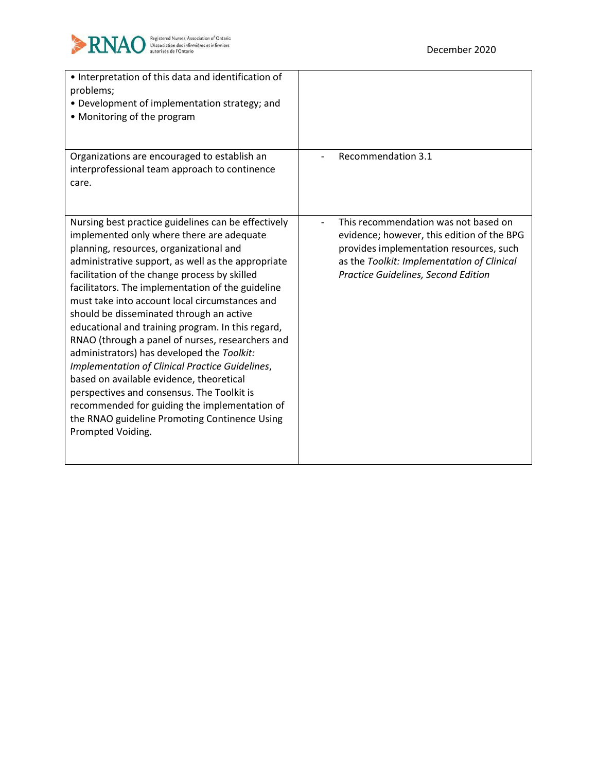| | |
|---|---|
| • Interpretation of this data and identification of problems;<br>• Development of implementation strategy; and<br>• Monitoring of the program | |
| Organizations are encouraged to establish an interprofessional team approach to continence care. | - Recommendation 3.1 |
| Nursing best practice guidelines can be effectively implemented only where there are adequate planning, resources, organizational and administrative support, as well as the appropriate facilitation of the change process by skilled facilitators. The implementation of the guideline must take into account local circumstances and should be disseminated through an active educational and training program. In this regard, RNAO (through a panel of nurses, researchers and administrators) has developed the *Toolkit: Implementation of Clinical Practice Guidelines*, based on available evidence, theoretical perspectives and consensus. The Toolkit is recommended for guiding the implementation of the RNAO guideline Promoting Continence Using Prompted Voiding. | - This recommendation was not based on evidence; however, this edition of the BPG provides implementation resources, such as the *Toolkit: Implementation of Clinical Practice Guidelines, Second Edition* |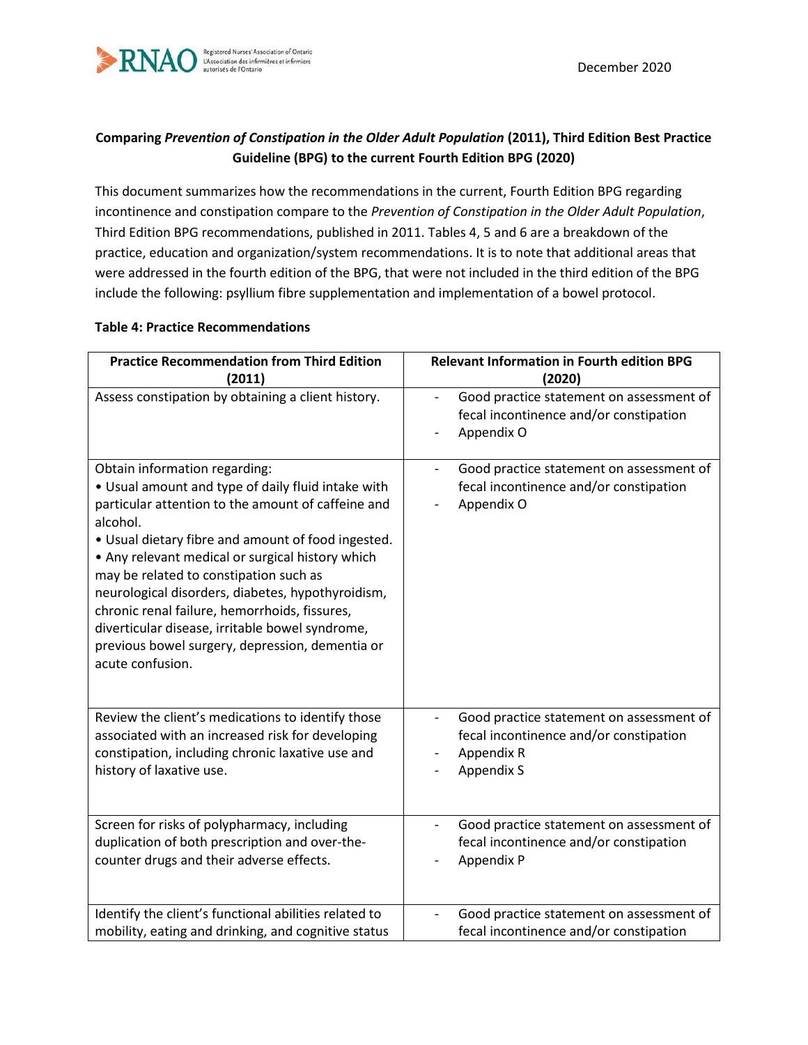**Comparing *Prevention of Constipation in the Older Adult Population* (2011), Third Edition Best Practice Guideline (BPG) to the current Fourth Edition BPG (2020)**

This document summarizes how the recommendations in the current, Fourth Edition BPG regarding incontinence and constipation compare to the *Prevention of Constipation in the Older Adult Population*, Third Edition BPG recommendations, published in 2011. Tables 4, 5 and 6 are a breakdown of the practice, education and organization/system recommendations. It is to note that additional areas that were addressed in the fourth edition of the BPG, that were not included in the third edition of the BPG include the following: psyllium fibre supplementation and implementation of a bowel protocol.

**Table 4: Practice Recommendations**

| Practice Recommendation from Third Edition (2011) | Relevant Information in Fourth edition BPG (2020) |
|---|---|
| Assess constipation by obtaining a client history. | - Good practice statement on assessment of fecal incontinence and/or constipation<br>- Appendix O |
| Obtain information regarding:<br>• Usual amount and type of daily fluid intake with particular attention to the amount of caffeine and alcohol.<br>• Usual dietary fibre and amount of food ingested.<br>• Any relevant medical or surgical history which may be related to constipation such as neurological disorders, diabetes, hypothyroidism, chronic renal failure, hemorrhoids, fissures, diverticular disease, irritable bowel syndrome, previous bowel surgery, depression, dementia or acute confusion. | - Good practice statement on assessment of fecal incontinence and/or constipation<br>- Appendix O |
| Review the client's medications to identify those associated with an increased risk for developing constipation, including chronic laxative use and history of laxative use. | - Good practice statement on assessment of fecal incontinence and/or constipation<br>- Appendix R<br>- Appendix S |
| Screen for risks of polypharmacy, including duplication of both prescription and over-the-counter drugs and their adverse effects. | - Good practice statement on assessment of fecal incontinence and/or constipation<br>- Appendix P |
| Identify the client's functional abilities related to mobility, eating and drinking, and cognitive status | - Good practice statement on assessment of fecal incontinence and/or constipation |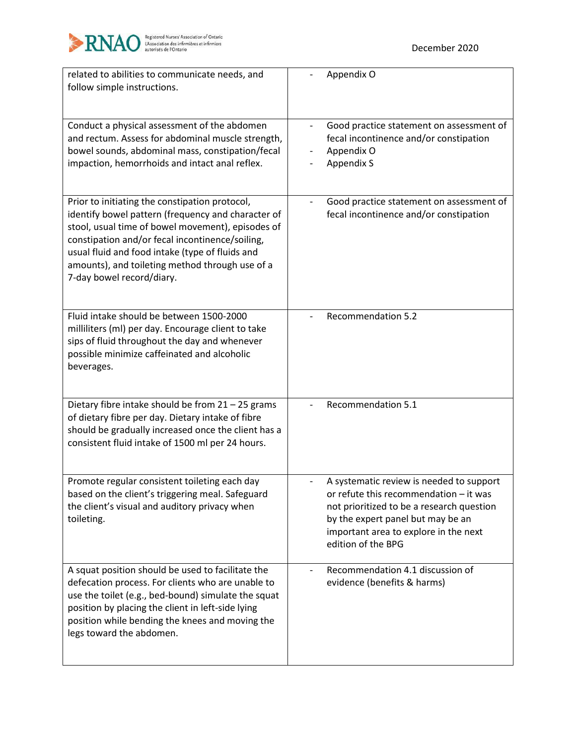| | |
|---|---|
| related to abilities to communicate needs, and follow simple instructions. | - Appendix O |
| Conduct a physical assessment of the abdomen and rectum. Assess for abdominal muscle strength, bowel sounds, abdominal mass, constipation/fecal impaction, hemorrhoids and intact anal reflex. | - Good practice statement on assessment of fecal incontinence and/or constipation<br>- Appendix O<br>- Appendix S |
| Prior to initiating the constipation protocol, identify bowel pattern (frequency and character of stool, usual time of bowel movement), episodes of constipation and/or fecal incontinence/soiling, usual fluid and food intake (type of fluids and amounts), and toileting method through use of a 7-day bowel record/diary. | - Good practice statement on assessment of fecal incontinence and/or constipation |
| Fluid intake should be between 1500-2000 milliliters (ml) per day. Encourage client to take sips of fluid throughout the day and whenever possible minimize caffeinated and alcoholic beverages. | - Recommendation 5.2 |
| Dietary fibre intake should be from 21 – 25 grams of dietary fibre per day. Dietary intake of fibre should be gradually increased once the client has a consistent fluid intake of 1500 ml per 24 hours. | - Recommendation 5.1 |
| Promote regular consistent toileting each day based on the client's triggering meal. Safeguard the client's visual and auditory privacy when toileting. | - A systematic review is needed to support or refute this recommendation – it was not prioritized to be a research question by the expert panel but may be an important area to explore in the next edition of the BPG |
| A squat position should be used to facilitate the defecation process. For clients who are unable to use the toilet (e.g., bed-bound) simulate the squat position by placing the client in left-side lying position while bending the knees and moving the legs toward the abdomen. | - Recommendation 4.1 discussion of evidence (benefits & harms) |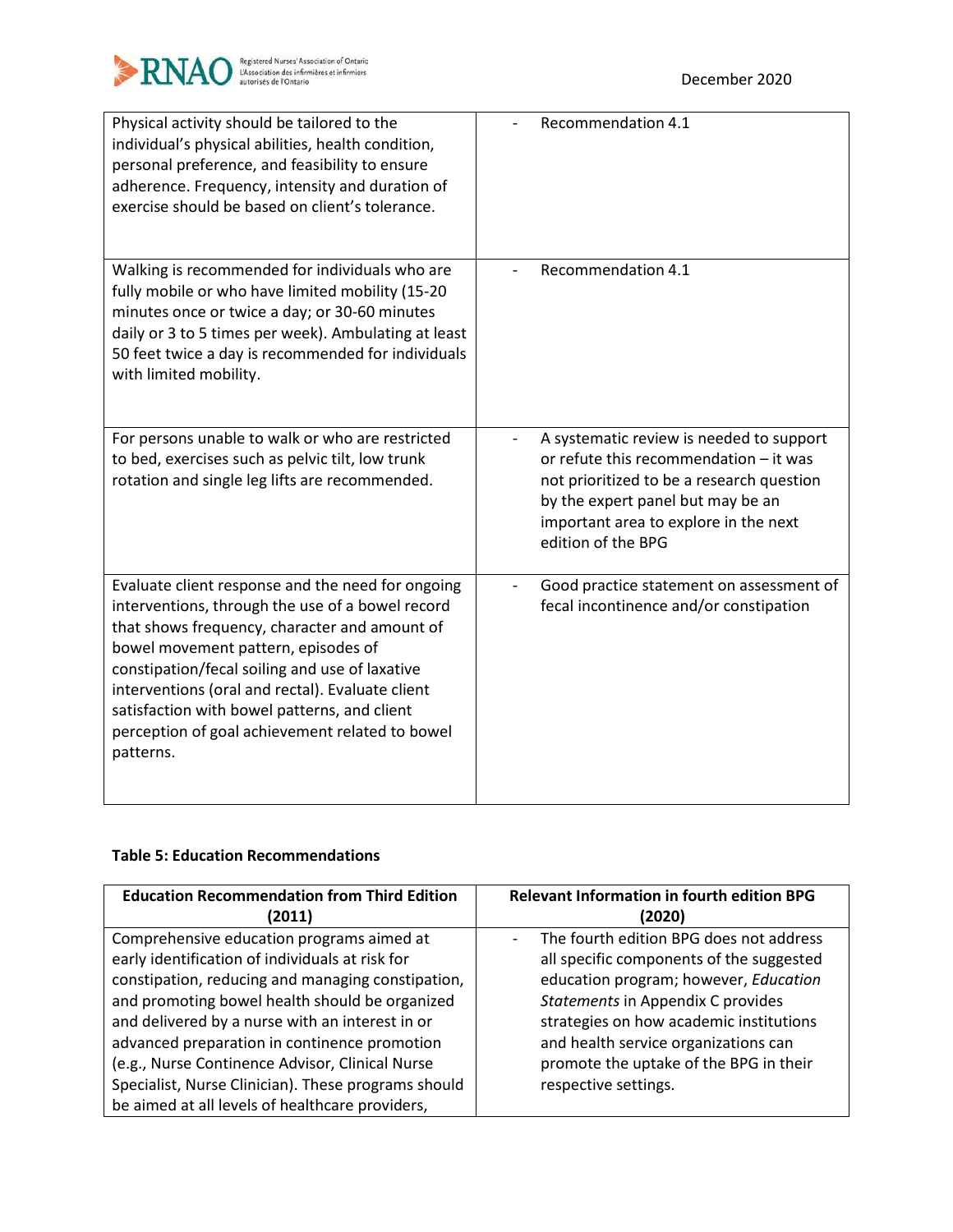| | |
|---|---|
| Physical activity should be tailored to the individual's physical abilities, health condition, personal preference, and feasibility to ensure adherence. Frequency, intensity and duration of exercise should be based on client's tolerance. | - Recommendation 4.1 |
| Walking is recommended for individuals who are fully mobile or who have limited mobility (15-20 minutes once or twice a day; or 30-60 minutes daily or 3 to 5 times per week). Ambulating at least 50 feet twice a day is recommended for individuals with limited mobility. | - Recommendation 4.1 |
| For persons unable to walk or who are restricted to bed, exercises such as pelvic tilt, low trunk rotation and single leg lifts are recommended. | - A systematic review is needed to support or refute this recommendation – it was not prioritized to be a research question by the expert panel but may be an important area to explore in the next edition of the BPG |
| Evaluate client response and the need for ongoing interventions, through the use of a bowel record that shows frequency, character and amount of bowel movement pattern, episodes of constipation/fecal soiling and use of laxative interventions (oral and rectal). Evaluate client satisfaction with bowel patterns, and client perception of goal achievement related to bowel patterns. | - Good practice statement on assessment of fecal incontinence and/or constipation |

**Table 5: Education Recommendations**

| Education Recommendation from Third Edition (2011) | Relevant Information in fourth edition BPG (2020) |
|---|---|
| Comprehensive education programs aimed at early identification of individuals at risk for constipation, reducing and managing constipation, and promoting bowel health should be organized and delivered by a nurse with an interest in or advanced preparation in continence promotion (e.g., Nurse Continence Advisor, Clinical Nurse Specialist, Nurse Clinician). These programs should be aimed at all levels of healthcare providers, | - The fourth edition BPG does not address all specific components of the suggested education program; however, *Education Statements* in Appendix C provides strategies on how academic institutions and health service organizations can promote the uptake of the BPG in their respective settings. |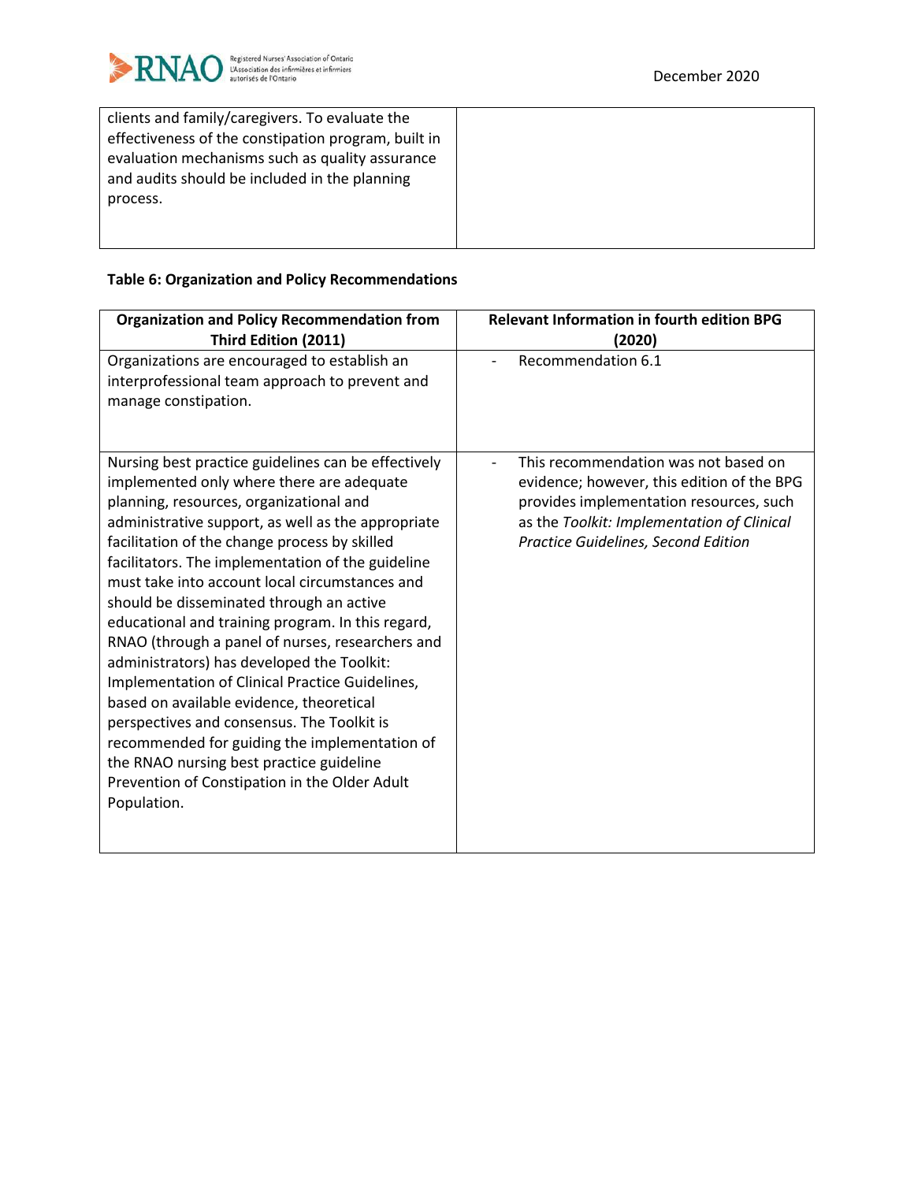| | |
|---|---|
| clients and family/caregivers. To evaluate the effectiveness of the constipation program, built in evaluation mechanisms such as quality assurance and audits should be included in the planning process. | |

**Table 6: Organization and Policy Recommendations**

| Organization and Policy Recommendation from Third Edition (2011) | Relevant Information in fourth edition BPG (2020) |
|---|---|
| Organizations are encouraged to establish an interprofessional team approach to prevent and manage constipation. | - Recommendation 6.1 |
| Nursing best practice guidelines can be effectively implemented only where there are adequate planning, resources, organizational and administrative support, as well as the appropriate facilitation of the change process by skilled facilitators. The implementation of the guideline must take into account local circumstances and should be disseminated through an active educational and training program. In this regard, RNAO (through a panel of nurses, researchers and administrators) has developed the Toolkit: Implementation of Clinical Practice Guidelines, based on available evidence, theoretical perspectives and consensus. The Toolkit is recommended for guiding the implementation of the RNAO nursing best practice guideline Prevention of Constipation in the Older Adult Population. | - This recommendation was not based on evidence; however, this edition of the BPG provides implementation resources, such as the *Toolkit: Implementation of Clinical Practice Guidelines, Second Edition* |